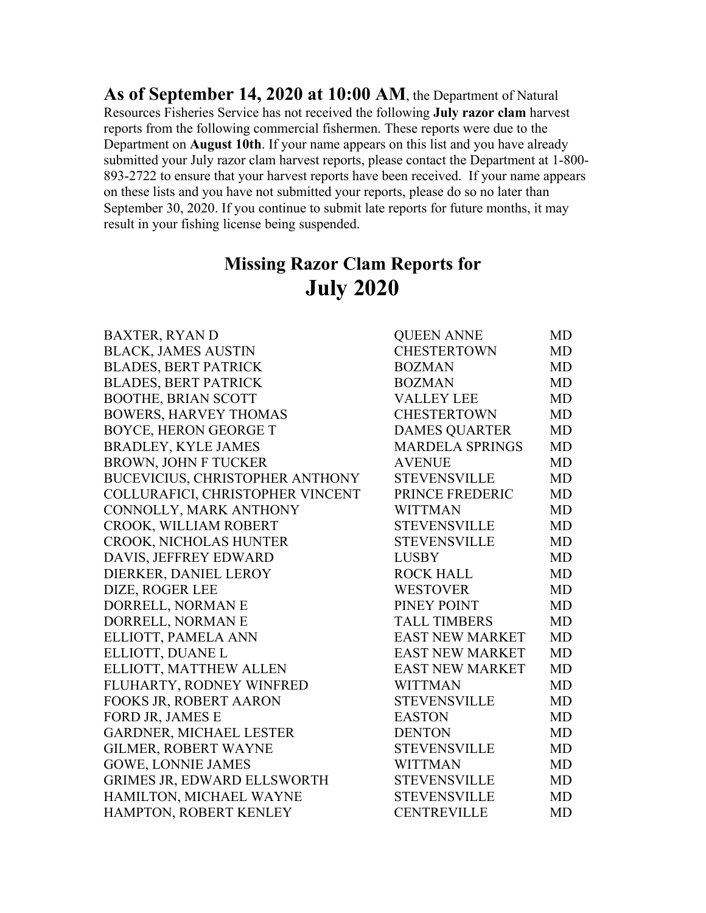**As of September 14, 2020 at 10:00 AM**, the Department of Natural Resources Fisheries Service has not received the following **July razor clam** harvest reports from the following commercial fishermen. These reports were due to the Department on **August 10th**. If your name appears on this list and you have already submitted your July razor clam harvest reports, please contact the Department at 1-800-893-2722 to ensure that your harvest reports have been received. If your name appears on these lists and you have not submitted your reports, please do so no later than September 30, 2020. If you continue to submit late reports for future months, it may result in your fishing license being suspended.

## Missing Razor Clam Reports for
# July 2020

| | | |
|---|---|---|
| BAXTER, RYAN D | QUEEN ANNE | MD |
| BLACK, JAMES AUSTIN | CHESTERTOWN | MD |
| BLADES, BERT PATRICK | BOZMAN | MD |
| BLADES, BERT PATRICK | BOZMAN | MD |
| BOOTHE, BRIAN SCOTT | VALLEY LEE | MD |
| BOWERS, HARVEY THOMAS | CHESTERTOWN | MD |
| BOYCE, HERON GEORGE T | DAMES QUARTER | MD |
| BRADLEY, KYLE JAMES | MARDELA SPRINGS | MD |
| BROWN, JOHN F TUCKER | AVENUE | MD |
| BUCEVICIUS, CHRISTOPHER ANTHONY | STEVENSVILLE | MD |
| COLLURAFICI, CHRISTOPHER VINCENT | PRINCE FREDERIC | MD |
| CONNOLLY, MARK ANTHONY | WITTMAN | MD |
| CROOK, WILLIAM ROBERT | STEVENSVILLE | MD |
| CROOK, NICHOLAS HUNTER | STEVENSVILLE | MD |
| DAVIS, JEFFREY EDWARD | LUSBY | MD |
| DIERKER, DANIEL LEROY | ROCK HALL | MD |
| DIZE, ROGER LEE | WESTOVER | MD |
| DORRELL, NORMAN E | PINEY POINT | MD |
| DORRELL, NORMAN E | TALL TIMBERS | MD |
| ELLIOTT, PAMELA ANN | EAST NEW MARKET | MD |
| ELLIOTT, DUANE L | EAST NEW MARKET | MD |
| ELLIOTT, MATTHEW ALLEN | EAST NEW MARKET | MD |
| FLUHARTY, RODNEY WINFRED | WITTMAN | MD |
| FOOKS JR, ROBERT AARON | STEVENSVILLE | MD |
| FORD JR, JAMES E | EASTON | MD |
| GARDNER, MICHAEL LESTER | DENTON | MD |
| GILMER, ROBERT WAYNE | STEVENSVILLE | MD |
| GOWE, LONNIE JAMES | WITTMAN | MD |
| GRIMES JR, EDWARD ELLSWORTH | STEVENSVILLE | MD |
| HAMILTON, MICHAEL WAYNE | STEVENSVILLE | MD |
| HAMPTON, ROBERT KENLEY | CENTREVILLE | MD |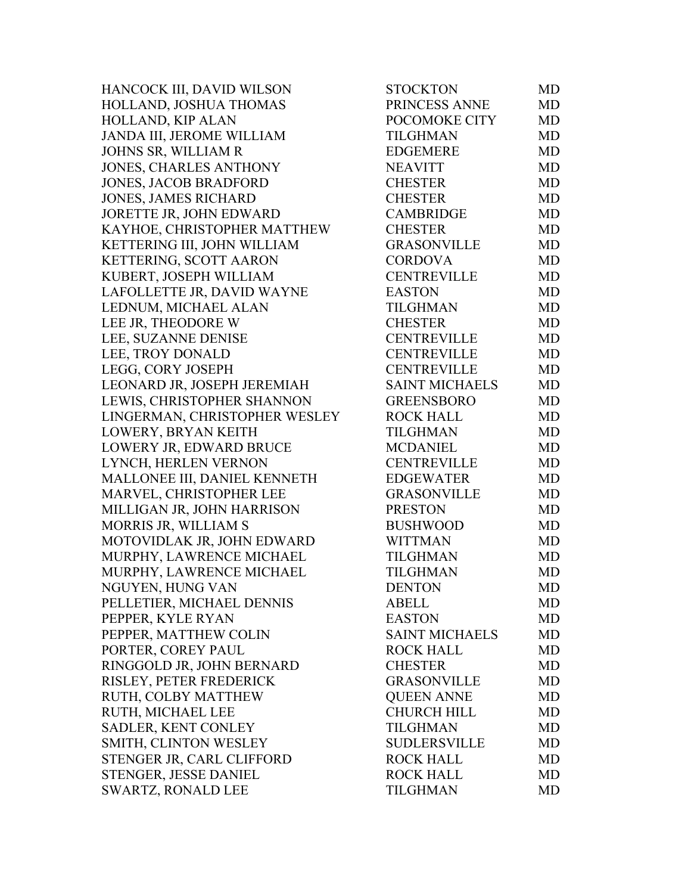| | | |
|---|---|---|
| HANCOCK III, DAVID WILSON | STOCKTON | MD |
| HOLLAND, JOSHUA THOMAS | PRINCESS ANNE | MD |
| HOLLAND, KIP ALAN | POCOMOKE CITY | MD |
| JANDA III, JEROME WILLIAM | TILGHMAN | MD |
| JOHNS SR, WILLIAM R | EDGEMERE | MD |
| JONES, CHARLES ANTHONY | NEAVITT | MD |
| JONES, JACOB BRADFORD | CHESTER | MD |
| JONES, JAMES RICHARD | CHESTER | MD |
| JORETTE JR, JOHN EDWARD | CAMBRIDGE | MD |
| KAYHOE, CHRISTOPHER MATTHEW | CHESTER | MD |
| KETTERING III, JOHN WILLIAM | GRASONVILLE | MD |
| KETTERING, SCOTT AARON | CORDOVA | MD |
| KUBERT, JOSEPH WILLIAM | CENTREVILLE | MD |
| LAFOLLETTE JR, DAVID WAYNE | EASTON | MD |
| LEDNUM, MICHAEL ALAN | TILGHMAN | MD |
| LEE JR, THEODORE W | CHESTER | MD |
| LEE, SUZANNE DENISE | CENTREVILLE | MD |
| LEE, TROY DONALD | CENTREVILLE | MD |
| LEGG, CORY JOSEPH | CENTREVILLE | MD |
| LEONARD JR, JOSEPH JEREMIAH | SAINT MICHAELS | MD |
| LEWIS, CHRISTOPHER SHANNON | GREENSBORO | MD |
| LINGERMAN, CHRISTOPHER WESLEY | ROCK HALL | MD |
| LOWERY, BRYAN KEITH | TILGHMAN | MD |
| LOWERY JR, EDWARD BRUCE | MCDANIEL | MD |
| LYNCH, HERLEN VERNON | CENTREVILLE | MD |
| MALLONEE III, DANIEL KENNETH | EDGEWATER | MD |
| MARVEL, CHRISTOPHER LEE | GRASONVILLE | MD |
| MILLIGAN JR, JOHN HARRISON | PRESTON | MD |
| MORRIS JR, WILLIAM S | BUSHWOOD | MD |
| MOTOVIDLAK JR, JOHN EDWARD | WITTMAN | MD |
| MURPHY, LAWRENCE MICHAEL | TILGHMAN | MD |
| MURPHY, LAWRENCE MICHAEL | TILGHMAN | MD |
| NGUYEN, HUNG VAN | DENTON | MD |
| PELLETIER, MICHAEL DENNIS | ABELL | MD |
| PEPPER, KYLE RYAN | EASTON | MD |
| PEPPER, MATTHEW COLIN | SAINT MICHAELS | MD |
| PORTER, COREY PAUL | ROCK HALL | MD |
| RINGGOLD JR, JOHN BERNARD | CHESTER | MD |
| RISLEY, PETER FREDERICK | GRASONVILLE | MD |
| RUTH, COLBY MATTHEW | QUEEN ANNE | MD |
| RUTH, MICHAEL LEE | CHURCH HILL | MD |
| SADLER, KENT CONLEY | TILGHMAN | MD |
| SMITH, CLINTON WESLEY | SUDLERSVILLE | MD |
| STENGER JR, CARL CLIFFORD | ROCK HALL | MD |
| STENGER, JESSE DANIEL | ROCK HALL | MD |
| SWARTZ, RONALD LEE | TILGHMAN | MD |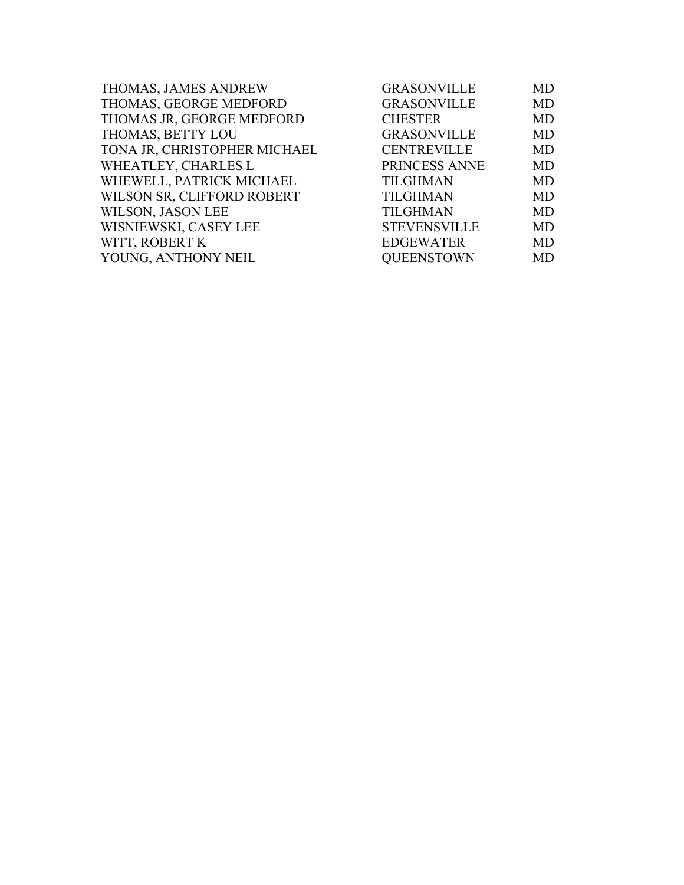| | | |
|---|---|---|
| THOMAS, JAMES ANDREW | GRASONVILLE | MD |
| THOMAS, GEORGE MEDFORD | GRASONVILLE | MD |
| THOMAS JR, GEORGE MEDFORD | CHESTER | MD |
| THOMAS, BETTY LOU | GRASONVILLE | MD |
| TONA JR, CHRISTOPHER MICHAEL | CENTREVILLE | MD |
| WHEATLEY, CHARLES L | PRINCESS ANNE | MD |
| WHEWELL, PATRICK MICHAEL | TILGHMAN | MD |
| WILSON SR, CLIFFORD ROBERT | TILGHMAN | MD |
| WILSON, JASON LEE | TILGHMAN | MD |
| WISNIEWSKI, CASEY LEE | STEVENSVILLE | MD |
| WITT, ROBERT K | EDGEWATER | MD |
| YOUNG, ANTHONY NEIL | QUEENSTOWN | MD |